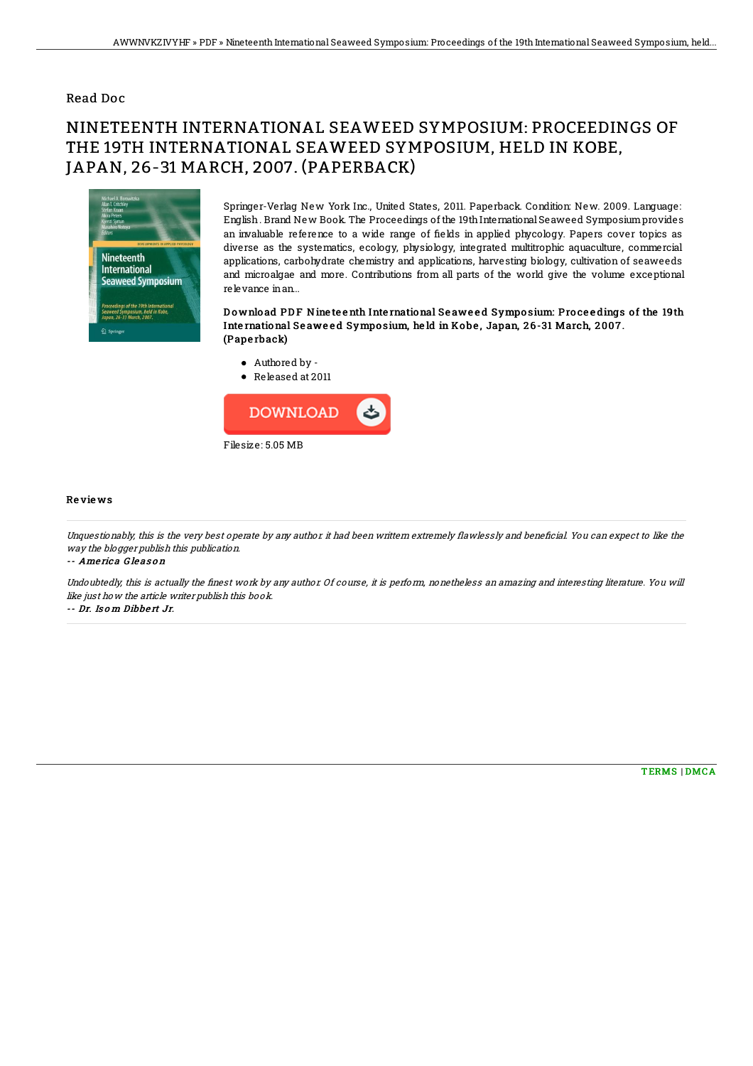## Read Doc

# NINETEENTH INTERNATIONAL SEAWEED SYMPOSIUM: PROCEEDINGS OF THE 19TH INTERNATIONAL SEAWEED SYMPOSIUM, HELD IN KOBE, JAPAN, 26-31 MARCH, 2007. (PAPERBACK)

Springer-Verlag New York Inc., United States, 2011. Paperback. Condition: New. 2009. Language: English . Brand New Book. The Proceedings of the 19th International Seaweed Symposium provides an invaluable reference to a wide range of fields in applied phycology. Papers cover topics as diverse as the systematics, ecology, physiology, integrated multitrophic aquaculture, commercial applications, carbohydrate chemistry and applications, harvesting biology, cultivation of seaweeds and microalgae and more. Contributions from all parts of the world give the volume exceptional relevance in an...

**Download PDF Nineteenth International Seaweed Symposium: Proceedings of the 19th International Seaweed Symposium, held in Kobe, Japan, 26-31 March, 2007. (Paperback)**

- Authored by -
- Released at 2011

DOWNLOAD

Filesize: 5.05 MB

### Reviews

*Unquestionably, this is the very best operate by any author. it had been writtern extremely flawlessly and beneficial. You can expect to like the way the blogger publish this publication.*

*-- America Gleason*

*Undoubtedly, this is actually the finest work by any author. Of course, it is perform, nonetheless an amazing and interesting literature. You will like just how the article writer publish this book.*

*-- Dr. Isom Dibbert Jr.*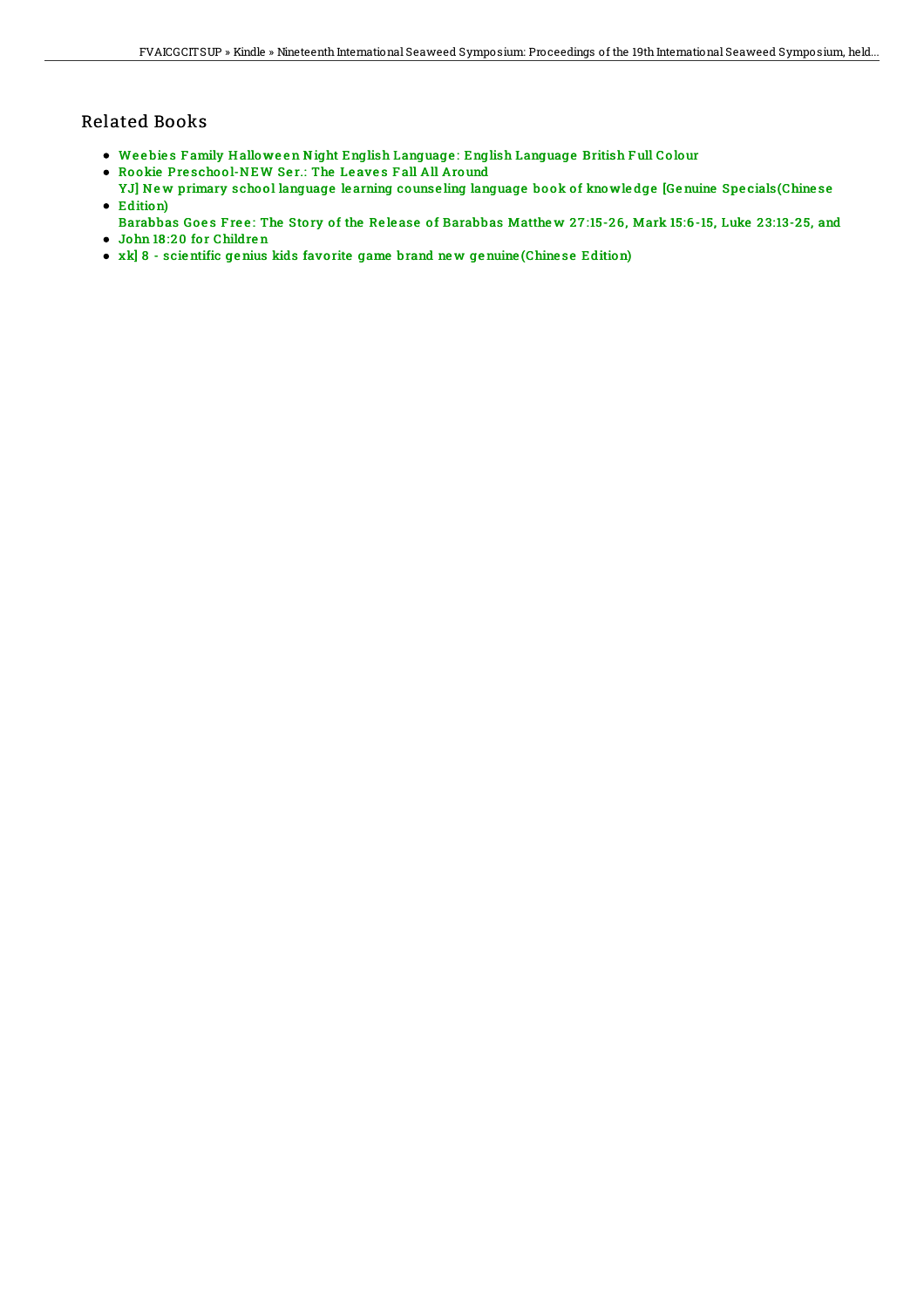## Related Books

- Weebies Family Halloween Night English Language: English Language British Full Colour
- Rookie Preschool-NEW Ser.: The Leaves Fall All Around
- YJ] New primary school language learning counseling language book of knowledge [Genuine Specials(Chinese Edition)
- Barabbas Goes Free: The Story of the Release of Barabbas Matthew 27:15-26, Mark 15:6-15, Luke 23:13-25, and John 18:20 for Children
- xk] 8 - scientific genius kids favorite game brand new genuine(Chinese Edition)